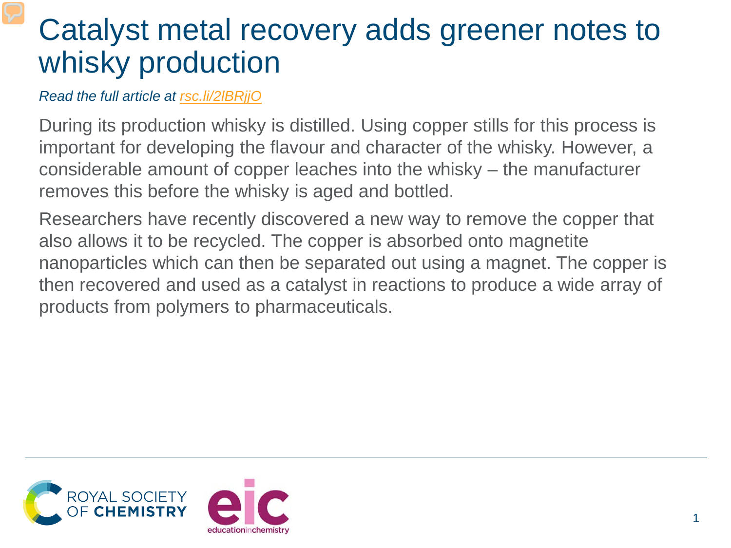# Catalyst metal recovery adds greener notes to whisky production

*Read the full article at rsc.li/2lBRjjO*

During its production whisky is distilled. Using copper stills for this process is important for developing the flavour and character of the whisky. However, a considerable amount of copper leaches into the whisky – the manufacturer removes this before the whisky is aged and bottled.

Researchers have recently discovered a new way to remove the copper that also allows it to be recycled. The copper is absorbed onto magnetite nanoparticles which can then be separated out using a magnet. The copper is then recovered and used as a catalyst in reactions to produce a wide array of products from polymers to pharmaceuticals.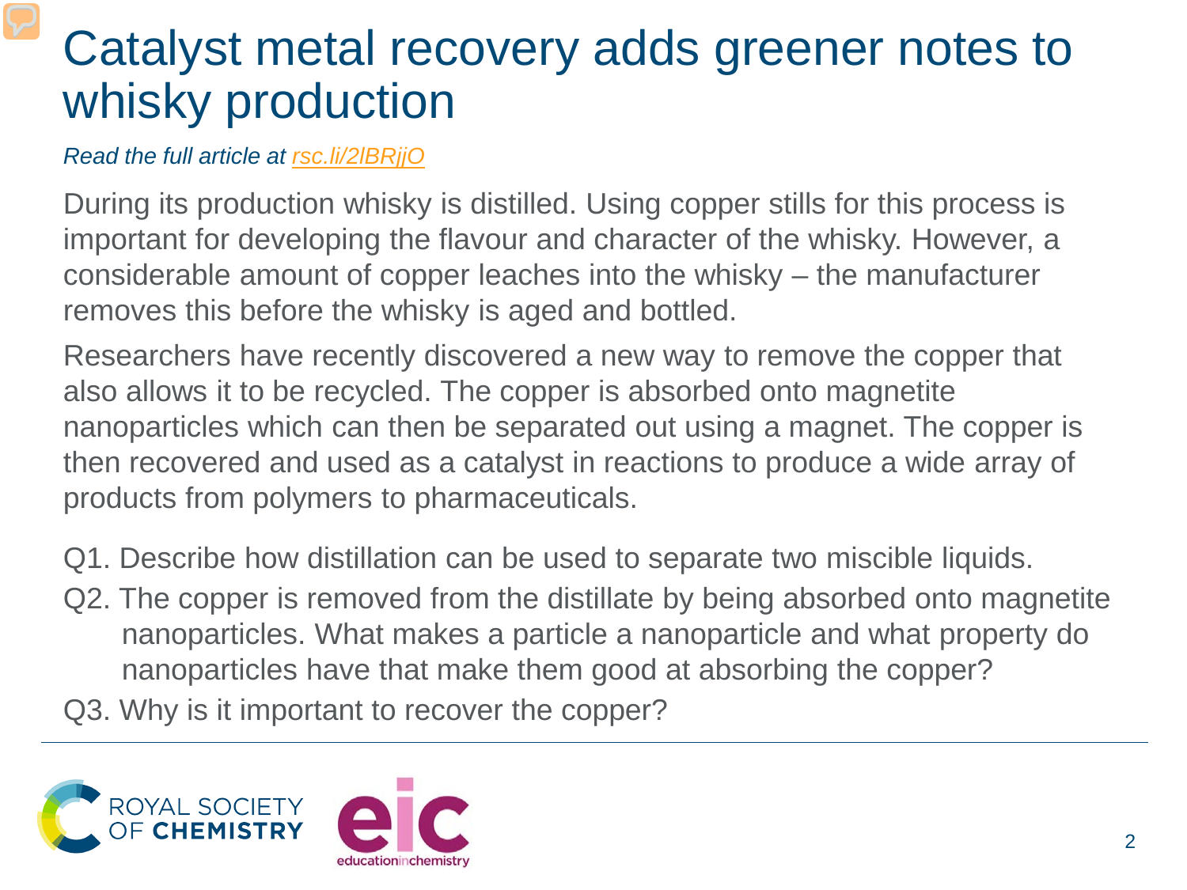# Catalyst metal recovery adds greener notes to whisky production

*Read the full article at rsc.li/2lBRjjO*

During its production whisky is distilled. Using copper stills for this process is important for developing the flavour and character of the whisky. However, a considerable amount of copper leaches into the whisky – the manufacturer removes this before the whisky is aged and bottled.

Researchers have recently discovered a new way to remove the copper that also allows it to be recycled. The copper is absorbed onto magnetite nanoparticles which can then be separated out using a magnet. The copper is then recovered and used as a catalyst in reactions to produce a wide array of products from polymers to pharmaceuticals.

Q1. Describe how distillation can be used to separate two miscible liquids.

Q2. The copper is removed from the distillate by being absorbed onto magnetite nanoparticles. What makes a particle a nanoparticle and what property do nanoparticles have that make them good at absorbing the copper?

Q3. Why is it important to recover the copper?

ROYAL SOCIETY OF CHEMISTRY

eic educationinchemistry